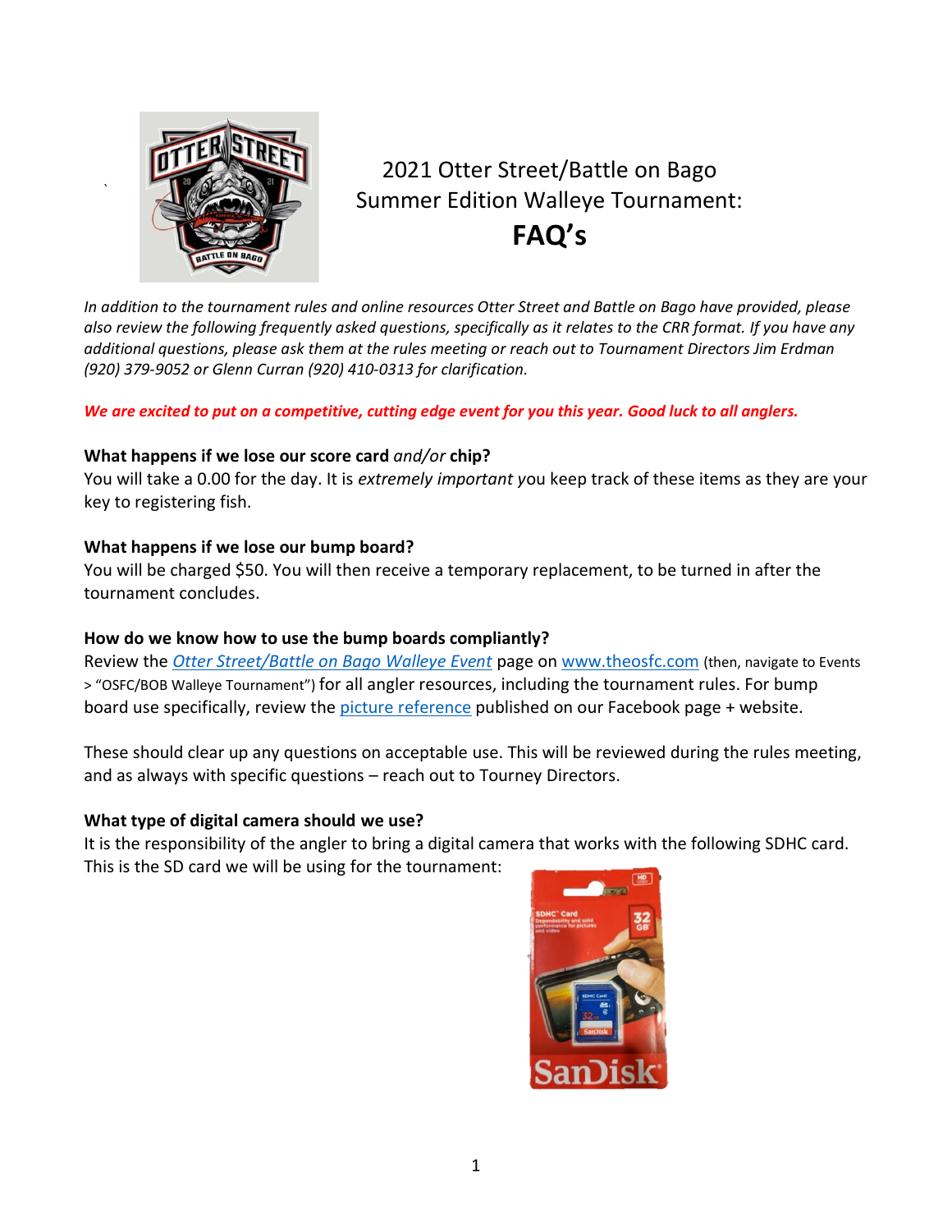# 2021 Otter Street/Battle on Bago Summer Edition Walleye Tournament: FAQ's

*In addition to the tournament rules and online resources Otter Street and Battle on Bago have provided, please also review the following frequently asked questions, specifically as it relates to the CRR format. If you have any additional questions, please ask them at the rules meeting or reach out to Tournament Directors Jim Erdman (920) 379-9052 or Glenn Curran (920) 410-0313 for clarification.*

***We are excited to put on a competitive, cutting edge event for you this year. Good luck to all anglers.***

**What happens if we lose our score card** ***and/or*** **chip?**
You will take a 0.00 for the day. It is *extremely important y*ou keep track of these items as they are your key to registering fish.

**What happens if we lose our bump board?**
You will be charged $50. You will then receive a temporary replacement, to be turned in after the tournament concludes.

**How do we know how to use the bump boards compliantly?**
Review the *Otter Street/Battle on Bago Walleye Event* page on www.theosfc.com (then, navigate to Events > "OSFC/BOB Walleye Tournament") for all angler resources, including the tournament rules. For bump board use specifically, review the picture reference published on our Facebook page + website.

These should clear up any questions on acceptable use. This will be reviewed during the rules meeting, and as always with specific questions – reach out to Tourney Directors.

**What type of digital camera should we use?**
It is the responsibility of the angler to bring a digital camera that works with the following SDHC card. This is the SD card we will be using for the tournament: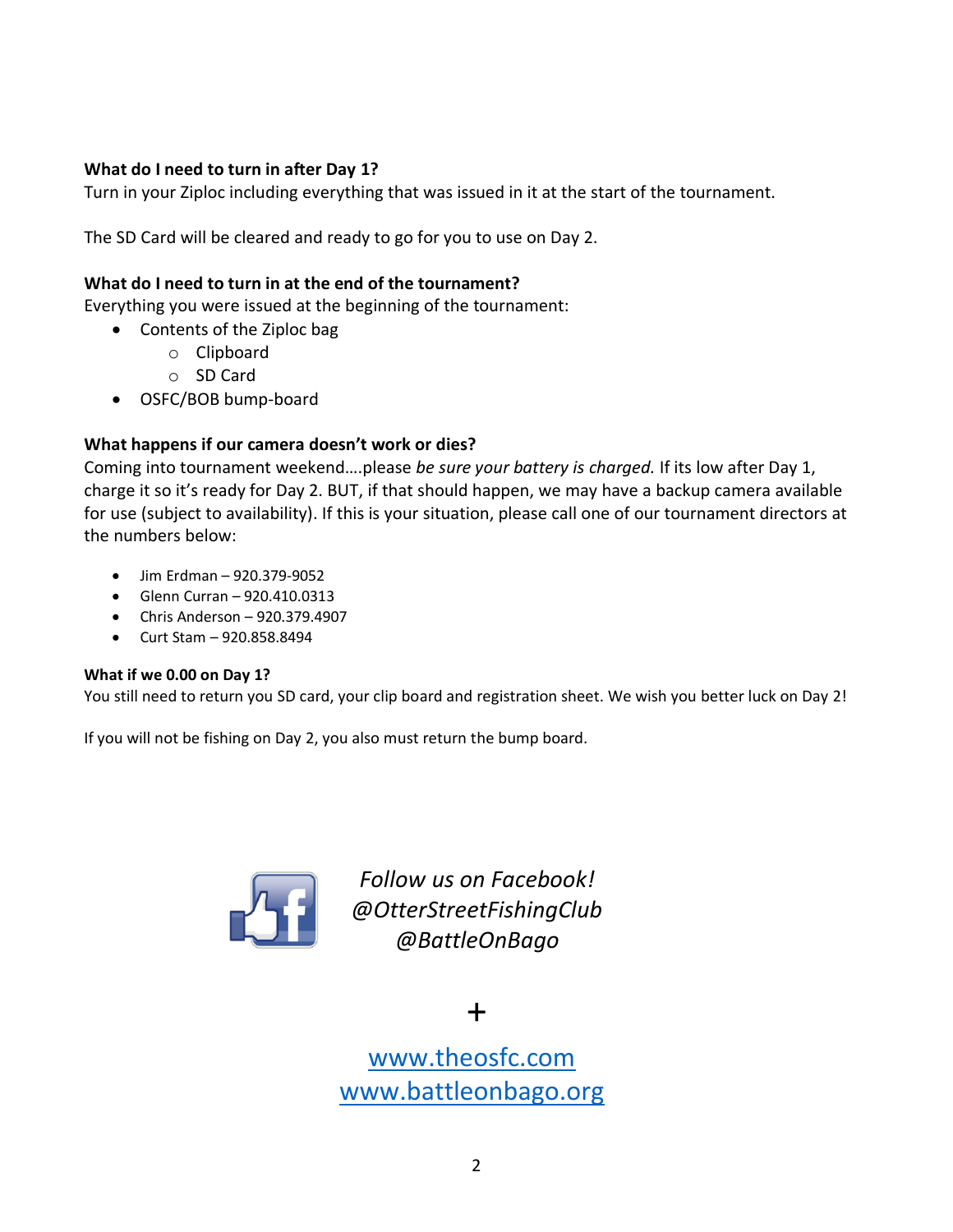**What do I need to turn in after Day 1?**

Turn in your Ziploc including everything that was issued in it at the start of the tournament.

The SD Card will be cleared and ready to go for you to use on Day 2.

**What do I need to turn in at the end of the tournament?**

Everything you were issued at the beginning of the tournament:

- Contents of the Ziploc bag
  - Clipboard
  - SD Card
- OSFC/BOB bump-board

**What happens if our camera doesn't work or dies?**

Coming into tournament weekend….please *be sure your battery is charged.* If its low after Day 1, charge it so it's ready for Day 2. BUT, if that should happen, we may have a backup camera available for use (subject to availability). If this is your situation, please call one of our tournament directors at the numbers below:

- Jim Erdman – 920.379-9052
- Glenn Curran – 920.410.0313
- Chris Anderson – 920.379.4907
- Curt Stam – 920.858.8494

**What if we 0.00 on Day 1?**

You still need to return you SD card, your clip board and registration sheet. We wish you better luck on Day 2!

If you will not be fishing on Day 2, you also must return the bump board.

*Follow us on Facebook!*
*@OtterStreetFishingClub*
*@BattleOnBago*

+

[www.theosfc.com](http://www.theosfc.com)
[www.battleonbago.org](http://www.battleonbago.org)